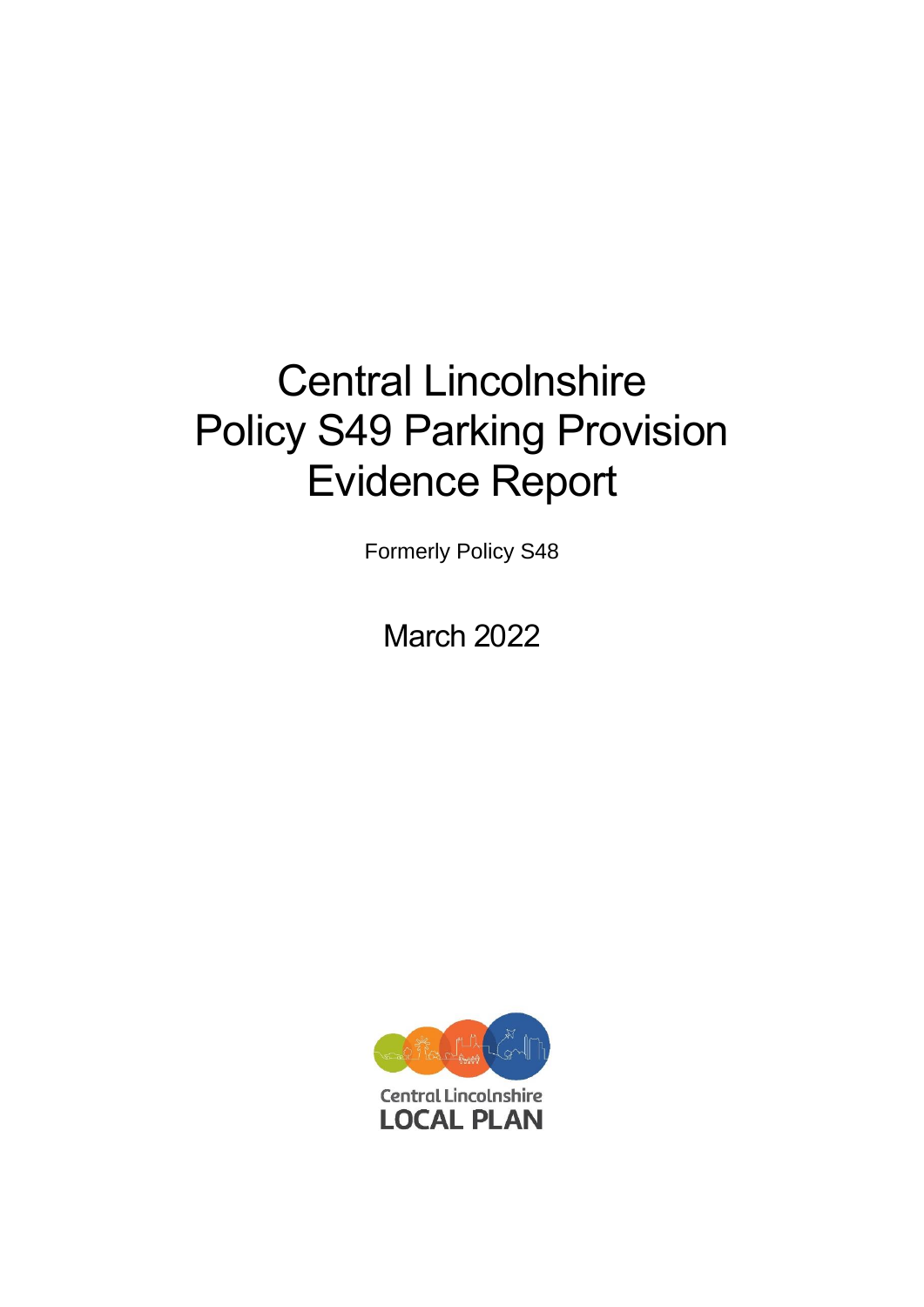# Central Lincolnshire Policy S49 Parking Provision Evidence Report

Formerly Policy S48

March 2022

Central Lincolnshire
LOCAL PLAN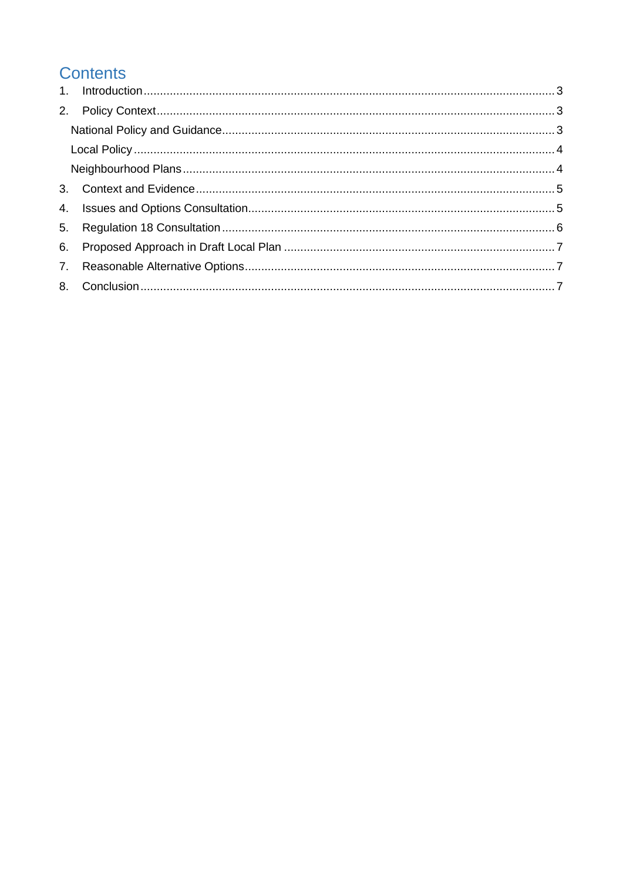# Contents

1. Introduction ..... 3
2. Policy Context ..... 3
   - National Policy and Guidance ..... 3
   - Local Policy ..... 4
   - Neighbourhood Plans ..... 4
3. Context and Evidence ..... 5
4. Issues and Options Consultation ..... 5
5. Regulation 18 Consultation ..... 6
6. Proposed Approach in Draft Local Plan ..... 7
7. Reasonable Alternative Options ..... 7
8. Conclusion ..... 7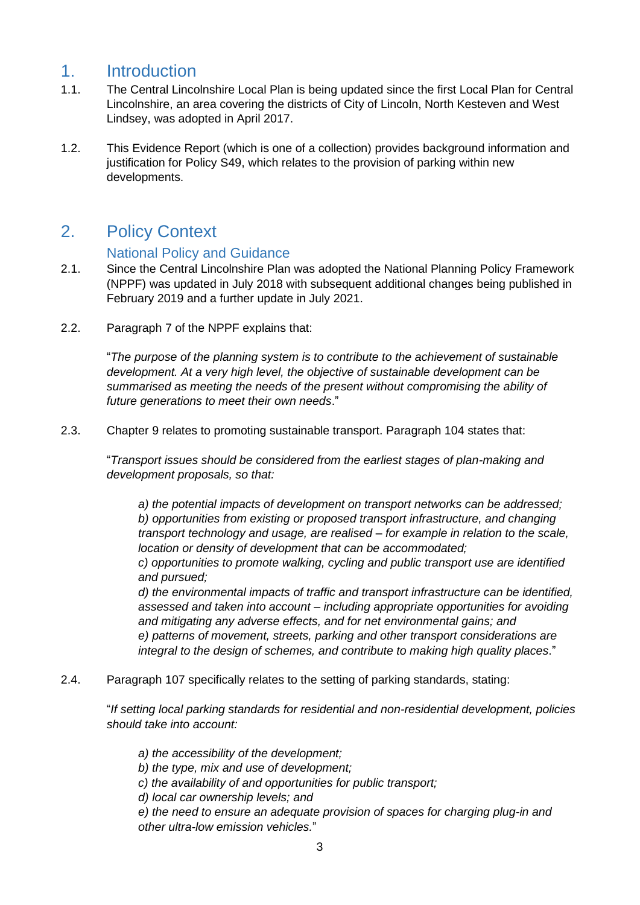# 1. Introduction

1.1. The Central Lincolnshire Local Plan is being updated since the first Local Plan for Central Lincolnshire, an area covering the districts of City of Lincoln, North Kesteven and West Lindsey, was adopted in April 2017.

1.2. This Evidence Report (which is one of a collection) provides background information and justification for Policy S49, which relates to the provision of parking within new developments.

# 2. Policy Context

## National Policy and Guidance

2.1. Since the Central Lincolnshire Plan was adopted the National Planning Policy Framework (NPPF) was updated in July 2018 with subsequent additional changes being published in February 2019 and a further update in July 2021.

2.2. Paragraph 7 of the NPPF explains that:

> "*The purpose of the planning system is to contribute to the achievement of sustainable development. At a very high level, the objective of sustainable development can be summarised as meeting the needs of the present without compromising the ability of future generations to meet their own needs*."

2.3. Chapter 9 relates to promoting sustainable transport. Paragraph 104 states that:

> "*Transport issues should be considered from the earliest stages of plan-making and development proposals, so that:*
>
> *a) the potential impacts of development on transport networks can be addressed;*
> *b) opportunities from existing or proposed transport infrastructure, and changing transport technology and usage, are realised – for example in relation to the scale, location or density of development that can be accommodated;*
> *c) opportunities to promote walking, cycling and public transport use are identified and pursued;*
> *d) the environmental impacts of traffic and transport infrastructure can be identified, assessed and taken into account – including appropriate opportunities for avoiding and mitigating any adverse effects, and for net environmental gains; and*
> *e) patterns of movement, streets, parking and other transport considerations are integral to the design of schemes, and contribute to making high quality places*."

2.4. Paragraph 107 specifically relates to the setting of parking standards, stating:

> "*If setting local parking standards for residential and non-residential development, policies should take into account:*
>
> *a) the accessibility of the development;*
> *b) the type, mix and use of development;*
> *c) the availability of and opportunities for public transport;*
> *d) local car ownership levels; and*
> *e) the need to ensure an adequate provision of spaces for charging plug-in and other ultra-low emission vehicles.*"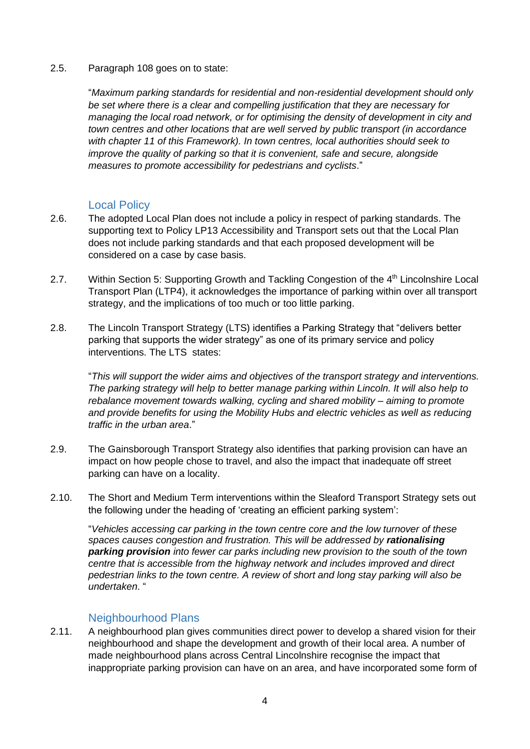2.5. Paragraph 108 goes on to state:

"*Maximum parking standards for residential and non-residential development should only be set where there is a clear and compelling justification that they are necessary for managing the local road network, or for optimising the density of development in city and town centres and other locations that are well served by public transport (in accordance with chapter 11 of this Framework). In town centres, local authorities should seek to improve the quality of parking so that it is convenient, safe and secure, alongside measures to promote accessibility for pedestrians and cyclists*."

## Local Policy

2.6. The adopted Local Plan does not include a policy in respect of parking standards. The supporting text to Policy LP13 Accessibility and Transport sets out that the Local Plan does not include parking standards and that each proposed development will be considered on a case by case basis.

2.7. Within Section 5: Supporting Growth and Tackling Congestion of the 4th Lincolnshire Local Transport Plan (LTP4), it acknowledges the importance of parking within over all transport strategy, and the implications of too much or too little parking.

2.8. The Lincoln Transport Strategy (LTS) identifies a Parking Strategy that "delivers better parking that supports the wider strategy" as one of its primary service and policy interventions. The LTS states:

"*This will support the wider aims and objectives of the transport strategy and interventions. The parking strategy will help to better manage parking within Lincoln. It will also help to rebalance movement towards walking, cycling and shared mobility – aiming to promote and provide benefits for using the Mobility Hubs and electric vehicles as well as reducing traffic in the urban area*."

2.9. The Gainsborough Transport Strategy also identifies that parking provision can have an impact on how people chose to travel, and also the impact that inadequate off street parking can have on a locality.

2.10. The Short and Medium Term interventions within the Sleaford Transport Strategy sets out the following under the heading of 'creating an efficient parking system':

"*Vehicles accessing car parking in the town centre core and the low turnover of these spaces causes congestion and frustration. This will be addressed by **rationalising parking provision** into fewer car parks including new provision to the south of the town centre that is accessible from the highway network and includes improved and direct pedestrian links to the town centre. A review of short and long stay parking will also be undertaken*. "

## Neighbourhood Plans

2.11. A neighbourhood plan gives communities direct power to develop a shared vision for their neighbourhood and shape the development and growth of their local area. A number of made neighbourhood plans across Central Lincolnshire recognise the impact that inappropriate parking provision can have on an area, and have incorporated some form of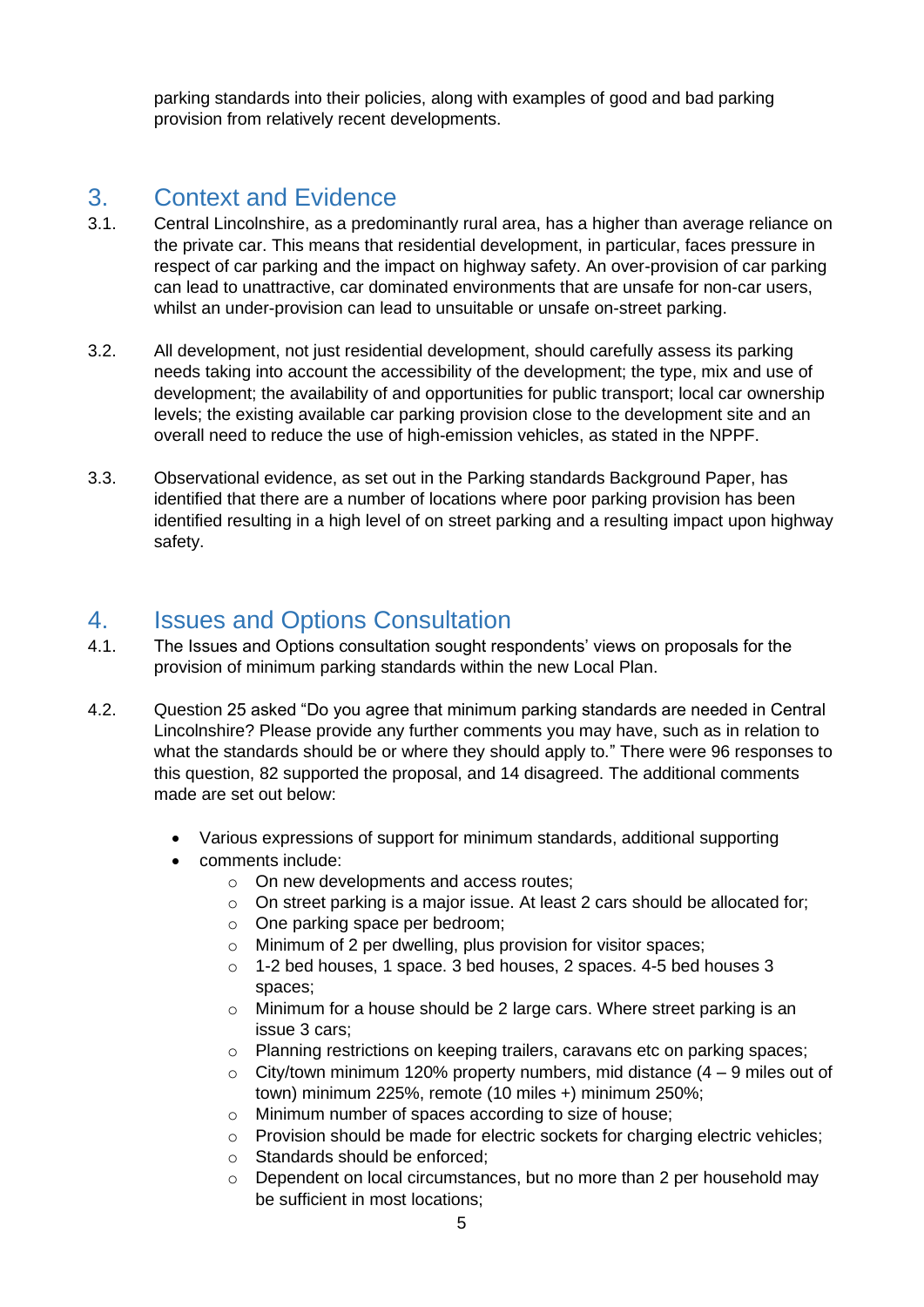parking standards into their policies, along with examples of good and bad parking provision from relatively recent developments.

## 3. Context and Evidence

3.1. Central Lincolnshire, as a predominantly rural area, has a higher than average reliance on the private car. This means that residential development, in particular, faces pressure in respect of car parking and the impact on highway safety. An over-provision of car parking can lead to unattractive, car dominated environments that are unsafe for non-car users, whilst an under-provision can lead to unsuitable or unsafe on-street parking.

3.2. All development, not just residential development, should carefully assess its parking needs taking into account the accessibility of the development; the type, mix and use of development; the availability of and opportunities for public transport; local car ownership levels; the existing available car parking provision close to the development site and an overall need to reduce the use of high-emission vehicles, as stated in the NPPF.

3.3. Observational evidence, as set out in the Parking standards Background Paper, has identified that there are a number of locations where poor parking provision has been identified resulting in a high level of on street parking and a resulting impact upon highway safety.

## 4. Issues and Options Consultation

4.1. The Issues and Options consultation sought respondents' views on proposals for the provision of minimum parking standards within the new Local Plan.

4.2. Question 25 asked "Do you agree that minimum parking standards are needed in Central Lincolnshire? Please provide any further comments you may have, such as in relation to what the standards should be or where they should apply to." There were 96 responses to this question, 82 supported the proposal, and 14 disagreed. The additional comments made are set out below:

- Various expressions of support for minimum standards, additional supporting
- comments include:
  - On new developments and access routes;
  - On street parking is a major issue. At least 2 cars should be allocated for;
  - One parking space per bedroom;
  - Minimum of 2 per dwelling, plus provision for visitor spaces;
  - 1-2 bed houses, 1 space. 3 bed houses, 2 spaces. 4-5 bed houses 3 spaces;
  - Minimum for a house should be 2 large cars. Where street parking is an issue 3 cars;
  - Planning restrictions on keeping trailers, caravans etc on parking spaces;
  - City/town minimum 120% property numbers, mid distance (4 – 9 miles out of town) minimum 225%, remote (10 miles +) minimum 250%;
  - Minimum number of spaces according to size of house;
  - Provision should be made for electric sockets for charging electric vehicles;
  - Standards should be enforced;
  - Dependent on local circumstances, but no more than 2 per household may be sufficient in most locations;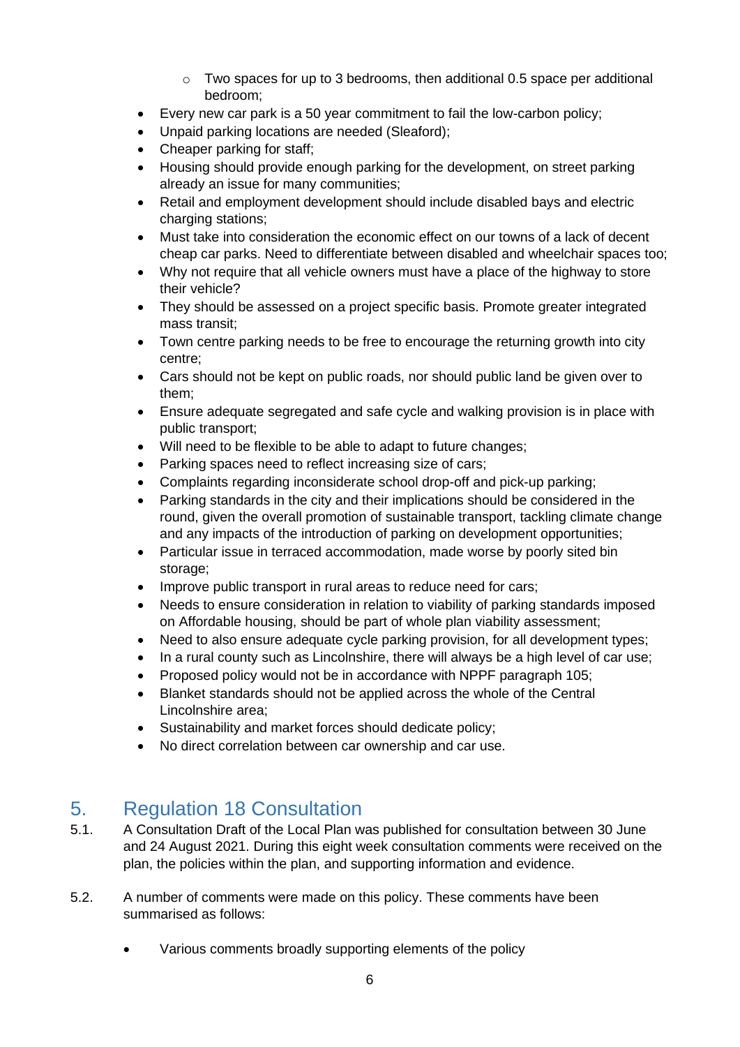- Two spaces for up to 3 bedrooms, then additional 0.5 space per additional bedroom;
- Every new car park is a 50 year commitment to fail the low-carbon policy;
- Unpaid parking locations are needed (Sleaford);
- Cheaper parking for staff;
- Housing should provide enough parking for the development, on street parking already an issue for many communities;
- Retail and employment development should include disabled bays and electric charging stations;
- Must take into consideration the economic effect on our towns of a lack of decent cheap car parks. Need to differentiate between disabled and wheelchair spaces too;
- Why not require that all vehicle owners must have a place of the highway to store their vehicle?
- They should be assessed on a project specific basis. Promote greater integrated mass transit;
- Town centre parking needs to be free to encourage the returning growth into city centre;
- Cars should not be kept on public roads, nor should public land be given over to them;
- Ensure adequate segregated and safe cycle and walking provision is in place with public transport;
- Will need to be flexible to be able to adapt to future changes;
- Parking spaces need to reflect increasing size of cars;
- Complaints regarding inconsiderate school drop-off and pick-up parking;
- Parking standards in the city and their implications should be considered in the round, given the overall promotion of sustainable transport, tackling climate change and any impacts of the introduction of parking on development opportunities;
- Particular issue in terraced accommodation, made worse by poorly sited bin storage;
- Improve public transport in rural areas to reduce need for cars;
- Needs to ensure consideration in relation to viability of parking standards imposed on Affordable housing, should be part of whole plan viability assessment;
- Need to also ensure adequate cycle parking provision, for all development types;
- In a rural county such as Lincolnshire, there will always be a high level of car use;
- Proposed policy would not be in accordance with NPPF paragraph 105;
- Blanket standards should not be applied across the whole of the Central Lincolnshire area;
- Sustainability and market forces should dedicate policy;
- No direct correlation between car ownership and car use.

## 5. Regulation 18 Consultation

5.1. A Consultation Draft of the Local Plan was published for consultation between 30 June and 24 August 2021. During this eight week consultation comments were received on the plan, the policies within the plan, and supporting information and evidence.

5.2. A number of comments were made on this policy. These comments have been summarised as follows:

- Various comments broadly supporting elements of the policy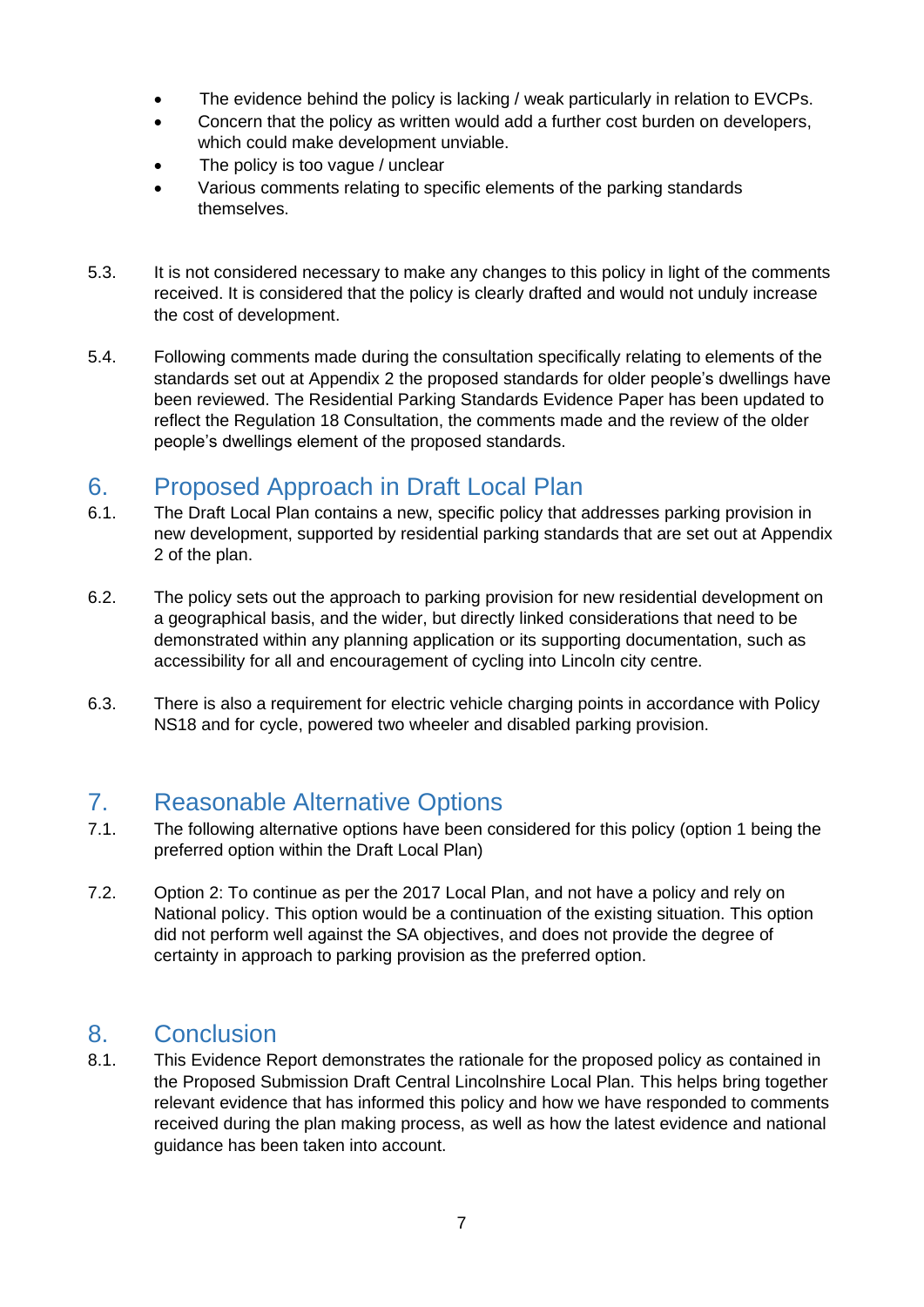- The evidence behind the policy is lacking / weak particularly in relation to EVCPs.
- Concern that the policy as written would add a further cost burden on developers, which could make development unviable.
- The policy is too vague / unclear
- Various comments relating to specific elements of the parking standards themselves.

5.3. It is not considered necessary to make any changes to this policy in light of the comments received. It is considered that the policy is clearly drafted and would not unduly increase the cost of development.

5.4. Following comments made during the consultation specifically relating to elements of the standards set out at Appendix 2 the proposed standards for older people's dwellings have been reviewed. The Residential Parking Standards Evidence Paper has been updated to reflect the Regulation 18 Consultation, the comments made and the review of the older people's dwellings element of the proposed standards.

## 6. Proposed Approach in Draft Local Plan

6.1. The Draft Local Plan contains a new, specific policy that addresses parking provision in new development, supported by residential parking standards that are set out at Appendix 2 of the plan.

6.2. The policy sets out the approach to parking provision for new residential development on a geographical basis, and the wider, but directly linked considerations that need to be demonstrated within any planning application or its supporting documentation, such as accessibility for all and encouragement of cycling into Lincoln city centre.

6.3. There is also a requirement for electric vehicle charging points in accordance with Policy NS18 and for cycle, powered two wheeler and disabled parking provision.

## 7. Reasonable Alternative Options

7.1. The following alternative options have been considered for this policy (option 1 being the preferred option within the Draft Local Plan)

7.2. Option 2: To continue as per the 2017 Local Plan, and not have a policy and rely on National policy. This option would be a continuation of the existing situation. This option did not perform well against the SA objectives, and does not provide the degree of certainty in approach to parking provision as the preferred option.

## 8. Conclusion

8.1. This Evidence Report demonstrates the rationale for the proposed policy as contained in the Proposed Submission Draft Central Lincolnshire Local Plan. This helps bring together relevant evidence that has informed this policy and how we have responded to comments received during the plan making process, as well as how the latest evidence and national guidance has been taken into account.